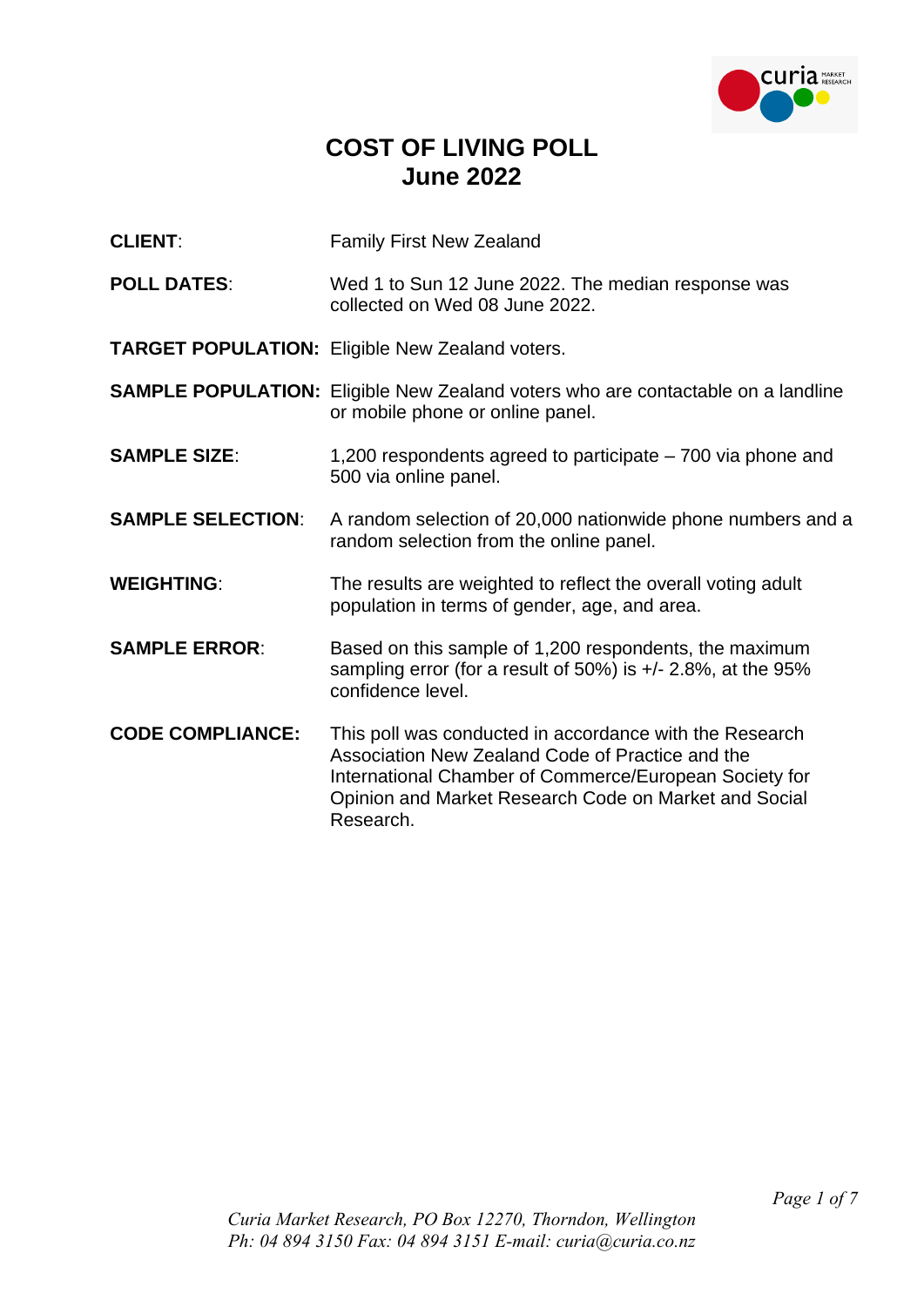# COST OF LIVING POLL
## June 2022

**CLIENT**: Family First New Zealand

**POLL DATES**: Wed 1 to Sun 12 June 2022. The median response was collected on Wed 08 June 2022.

**TARGET POPULATION:** Eligible New Zealand voters.

**SAMPLE POPULATION:** Eligible New Zealand voters who are contactable on a landline or mobile phone or online panel.

**SAMPLE SIZE**: 1,200 respondents agreed to participate – 700 via phone and 500 via online panel.

**SAMPLE SELECTION**: A random selection of 20,000 nationwide phone numbers and a random selection from the online panel.

**WEIGHTING**: The results are weighted to reflect the overall voting adult population in terms of gender, age, and area.

**SAMPLE ERROR**: Based on this sample of 1,200 respondents, the maximum sampling error (for a result of 50%) is +/- 2.8%, at the 95% confidence level.

**CODE COMPLIANCE:** This poll was conducted in accordance with the Research Association New Zealand Code of Practice and the International Chamber of Commerce/European Society for Opinion and Market Research Code on Market and Social Research.

*Curia Market Research, PO Box 12270, Thorndon, Wellington*
*Ph: 04 894 3150 Fax: 04 894 3151 E-mail: curia@curia.co.nz*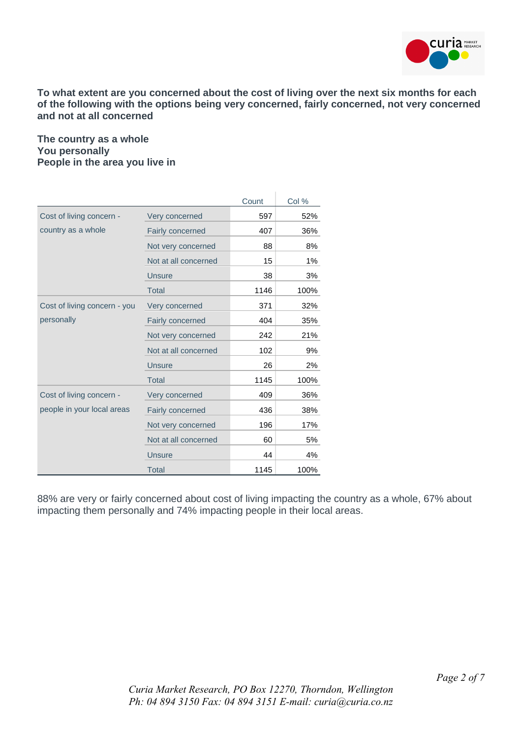**To what extent are you concerned about the cost of living over the next six months for each of the following with the options being very concerned, fairly concerned, not very concerned and not at all concerned**

**The country as a whole**
**You personally**
**People in the area you live in**

| | | Count | Col % |
|---|---|---|---|
| Cost of living concern - country as a whole | Very concerned | 597 | 52% |
| | Fairly concerned | 407 | 36% |
| | Not very concerned | 88 | 8% |
| | Not at all concerned | 15 | 1% |
| | Unsure | 38 | 3% |
| | Total | 1146 | 100% |
| Cost of living concern - you personally | Very concerned | 371 | 32% |
| | Fairly concerned | 404 | 35% |
| | Not very concerned | 242 | 21% |
| | Not at all concerned | 102 | 9% |
| | Unsure | 26 | 2% |
| | Total | 1145 | 100% |
| Cost of living concern - people in your local areas | Very concerned | 409 | 36% |
| | Fairly concerned | 436 | 38% |
| | Not very concerned | 196 | 17% |
| | Not at all concerned | 60 | 5% |
| | Unsure | 44 | 4% |
| | Total | 1145 | 100% |

88% are very or fairly concerned about cost of living impacting the country as a whole, 67% about impacting them personally and 74% impacting people in their local areas.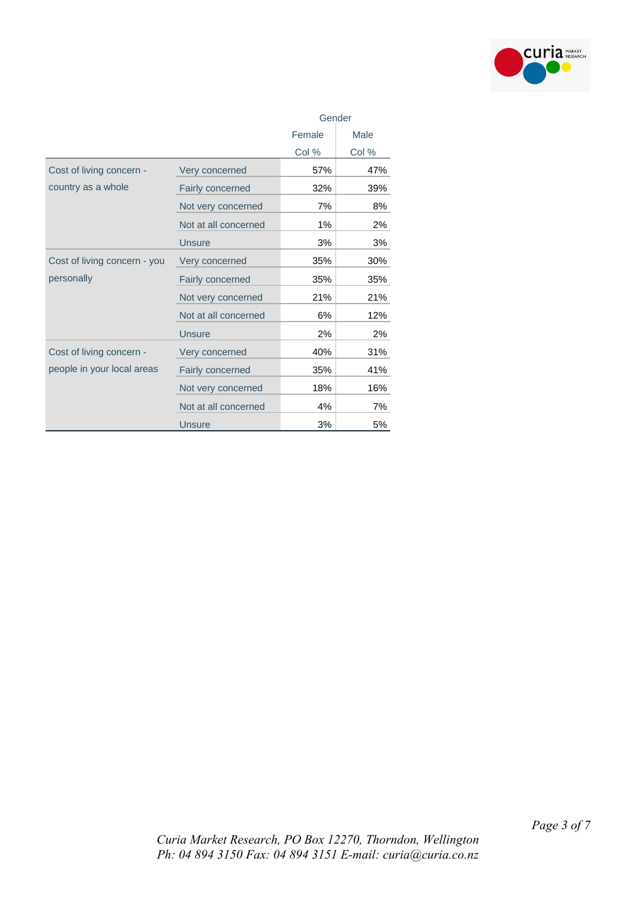| | | Gender | |
|---|---|---|---|
| | | Female | Male |
| | | Col % | Col % |
| Cost of living concern - country as a whole | Very concerned | 57% | 47% |
| | Fairly concerned | 32% | 39% |
| | Not very concerned | 7% | 8% |
| | Not at all concerned | 1% | 2% |
| | Unsure | 3% | 3% |
| Cost of living concern - you personally | Very concerned | 35% | 30% |
| | Fairly concerned | 35% | 35% |
| | Not very concerned | 21% | 21% |
| | Not at all concerned | 6% | 12% |
| | Unsure | 2% | 2% |
| Cost of living concern - people in your local areas | Very concerned | 40% | 31% |
| | Fairly concerned | 35% | 41% |
| | Not very concerned | 18% | 16% |
| | Not at all concerned | 4% | 7% |
| | Unsure | 3% | 5% |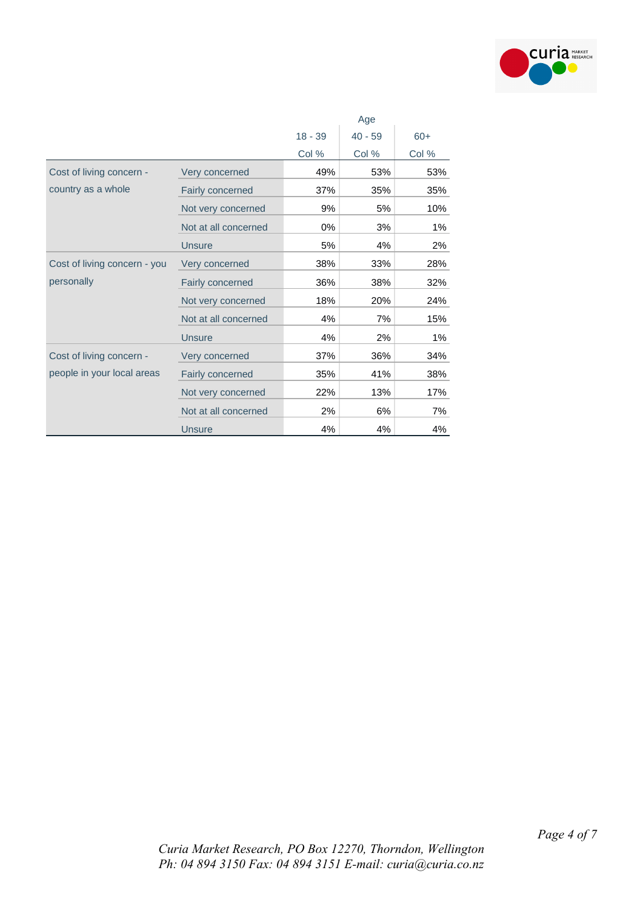| | | Age | | |
|---|---|---|---|---|
| | | 18 - 39 | 40 - 59 | 60+ |
| | | Col % | Col % | Col % |
| Cost of living concern - country as a whole | Very concerned | 49% | 53% | 53% |
| | Fairly concerned | 37% | 35% | 35% |
| | Not very concerned | 9% | 5% | 10% |
| | Not at all concerned | 0% | 3% | 1% |
| | Unsure | 5% | 4% | 2% |
| Cost of living concern - you personally | Very concerned | 38% | 33% | 28% |
| | Fairly concerned | 36% | 38% | 32% |
| | Not very concerned | 18% | 20% | 24% |
| | Not at all concerned | 4% | 7% | 15% |
| | Unsure | 4% | 2% | 1% |
| Cost of living concern - people in your local areas | Very concerned | 37% | 36% | 34% |
| | Fairly concerned | 35% | 41% | 38% |
| | Not very concerned | 22% | 13% | 17% |
| | Not at all concerned | 2% | 6% | 7% |
| | Unsure | 4% | 4% | 4% |

*Curia Market Research, PO Box 12270, Thorndon, Wellington*
*Ph: 04 894 3150 Fax: 04 894 3151 E-mail: curia@curia.co.nz*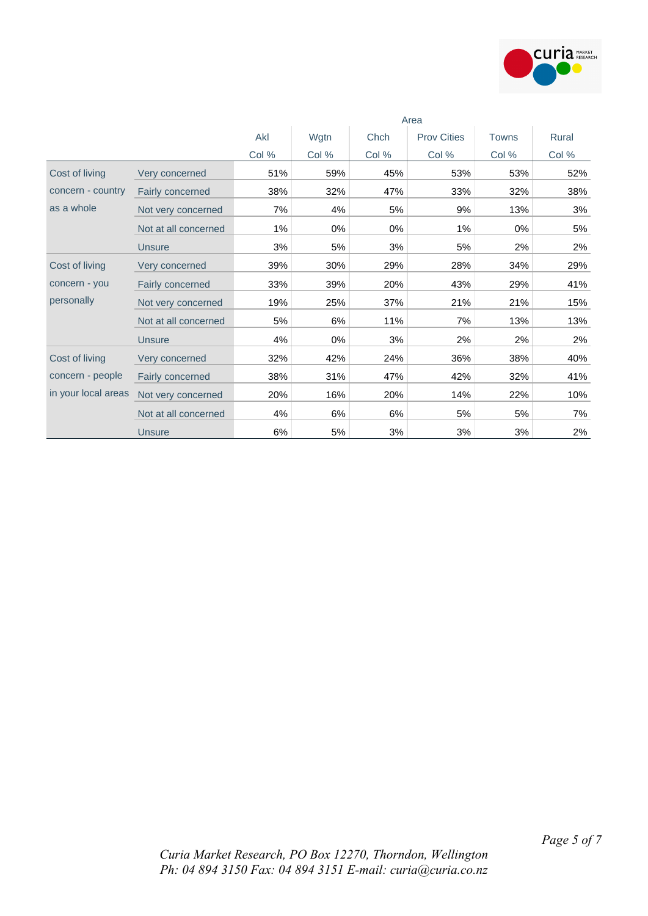| | | Area | | | | | |
|---|---|---|---|---|---|---|---|
| | | Akl | Wgtn | Chch | Prov Cities | Towns | Rural |
| | | Col % | Col % | Col % | Col % | Col % | Col % |
| Cost of living concern - country as a whole | Very concerned | 51% | 59% | 45% | 53% | 53% | 52% |
| | Fairly concerned | 38% | 32% | 47% | 33% | 32% | 38% |
| | Not very concerned | 7% | 4% | 5% | 9% | 13% | 3% |
| | Not at all concerned | 1% | 0% | 0% | 1% | 0% | 5% |
| | Unsure | 3% | 5% | 3% | 5% | 2% | 2% |
| Cost of living concern - you personally | Very concerned | 39% | 30% | 29% | 28% | 34% | 29% |
| | Fairly concerned | 33% | 39% | 20% | 43% | 29% | 41% |
| | Not very concerned | 19% | 25% | 37% | 21% | 21% | 15% |
| | Not at all concerned | 5% | 6% | 11% | 7% | 13% | 13% |
| | Unsure | 4% | 0% | 3% | 2% | 2% | 2% |
| Cost of living concern - people in your local areas | Very concerned | 32% | 42% | 24% | 36% | 38% | 40% |
| | Fairly concerned | 38% | 31% | 47% | 42% | 32% | 41% |
| | Not very concerned | 20% | 16% | 20% | 14% | 22% | 10% |
| | Not at all concerned | 4% | 6% | 6% | 5% | 5% | 7% |
| | Unsure | 6% | 5% | 3% | 3% | 3% | 2% |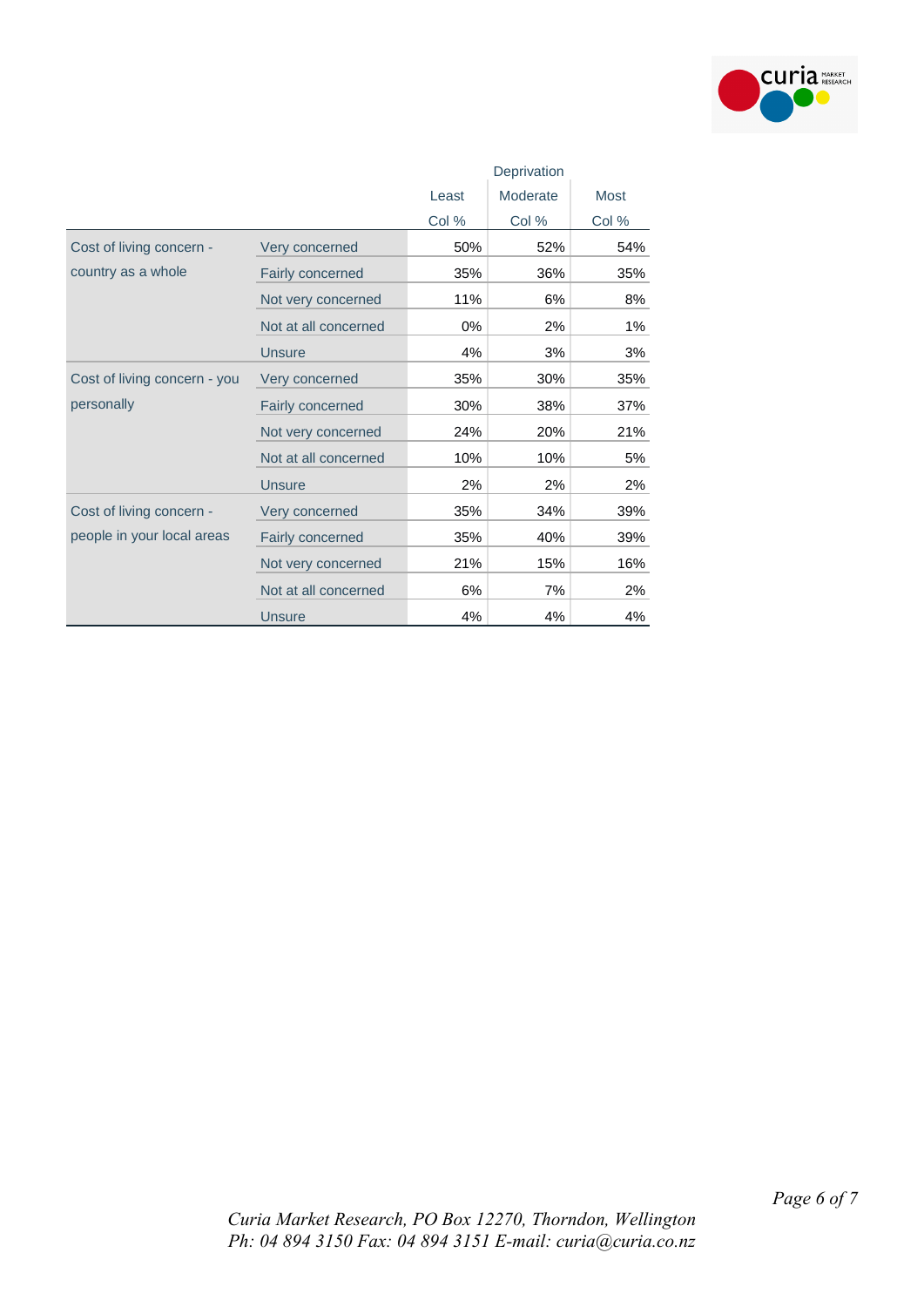| | | Deprivation | | |
|---|---|---|---|---|
| | | Least | Moderate | Most |
| | | Col % | Col % | Col % |
| Cost of living concern - country as a whole | Very concerned | 50% | 52% | 54% |
| | Fairly concerned | 35% | 36% | 35% |
| | Not very concerned | 11% | 6% | 8% |
| | Not at all concerned | 0% | 2% | 1% |
| | Unsure | 4% | 3% | 3% |
| Cost of living concern - you personally | Very concerned | 35% | 30% | 35% |
| | Fairly concerned | 30% | 38% | 37% |
| | Not very concerned | 24% | 20% | 21% |
| | Not at all concerned | 10% | 10% | 5% |
| | Unsure | 2% | 2% | 2% |
| Cost of living concern - people in your local areas | Very concerned | 35% | 34% | 39% |
| | Fairly concerned | 35% | 40% | 39% |
| | Not very concerned | 21% | 15% | 16% |
| | Not at all concerned | 6% | 7% | 2% |
| | Unsure | 4% | 4% | 4% |

*Curia Market Research, PO Box 12270, Thorndon, Wellington*
*Ph: 04 894 3150 Fax: 04 894 3151 E-mail: curia@curia.co.nz*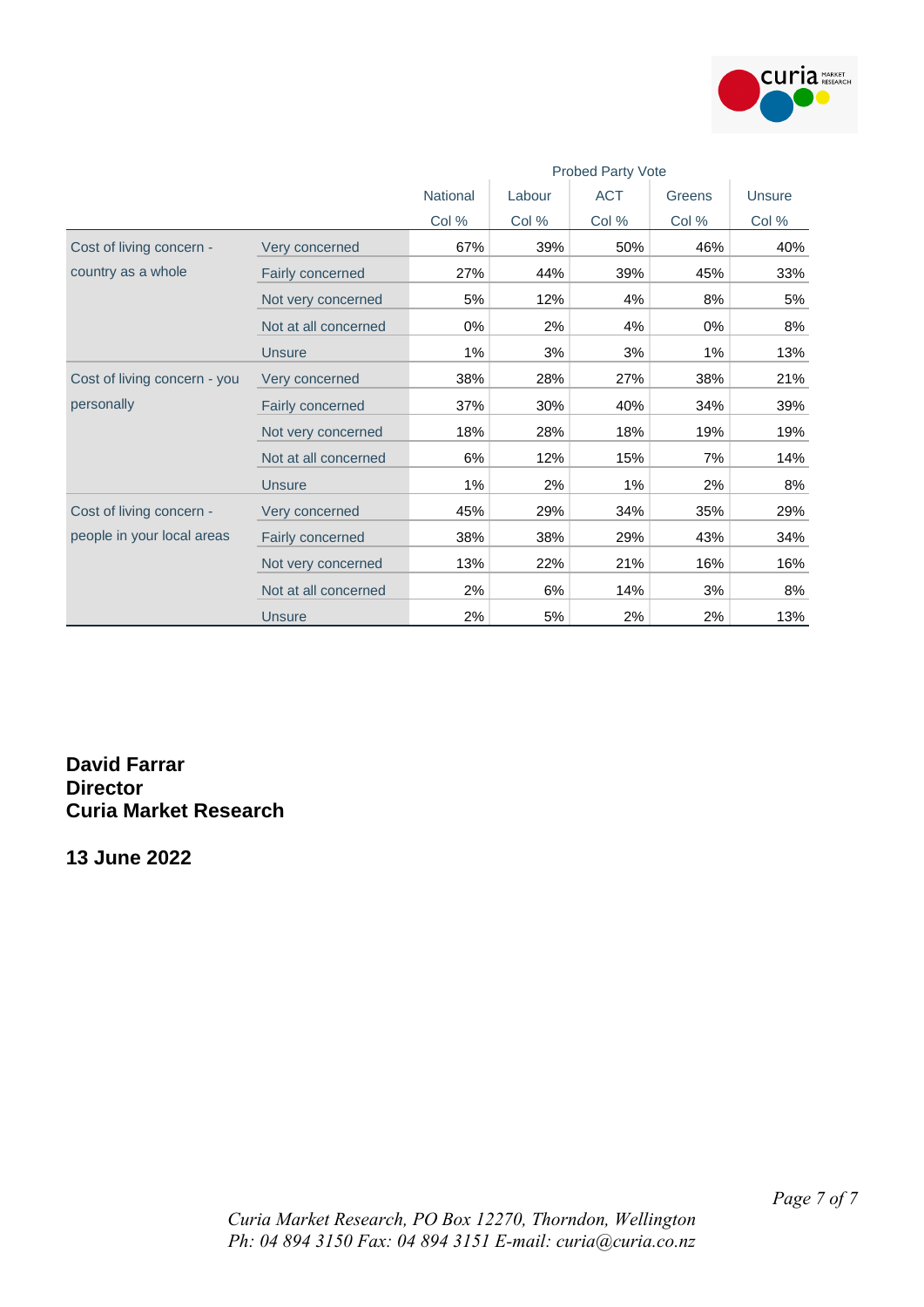| | | Probed Party Vote | | | | |
|---|---|---|---|---|---|---|
| | | National | Labour | ACT | Greens | Unsure |
| | | Col % | Col % | Col % | Col % | Col % |
| Cost of living concern - country as a whole | Very concerned | 67% | 39% | 50% | 46% | 40% |
| | Fairly concerned | 27% | 44% | 39% | 45% | 33% |
| | Not very concerned | 5% | 12% | 4% | 8% | 5% |
| | Not at all concerned | 0% | 2% | 4% | 0% | 8% |
| | Unsure | 1% | 3% | 3% | 1% | 13% |
| Cost of living concern - you personally | Very concerned | 38% | 28% | 27% | 38% | 21% |
| | Fairly concerned | 37% | 30% | 40% | 34% | 39% |
| | Not very concerned | 18% | 28% | 18% | 19% | 19% |
| | Not at all concerned | 6% | 12% | 15% | 7% | 14% |
| | Unsure | 1% | 2% | 1% | 2% | 8% |
| Cost of living concern - people in your local areas | Very concerned | 45% | 29% | 34% | 35% | 29% |
| | Fairly concerned | 38% | 38% | 29% | 43% | 34% |
| | Not very concerned | 13% | 22% | 21% | 16% | 16% |
| | Not at all concerned | 2% | 6% | 14% | 3% | 8% |
| | Unsure | 2% | 5% | 2% | 2% | 13% |

**David Farrar**
**Director**
**Curia Market Research**

**13 June 2022**

*Curia Market Research, PO Box 12270, Thorndon, Wellington*
*Ph: 04 894 3150 Fax: 04 894 3151 E-mail: curia@curia.co.nz*